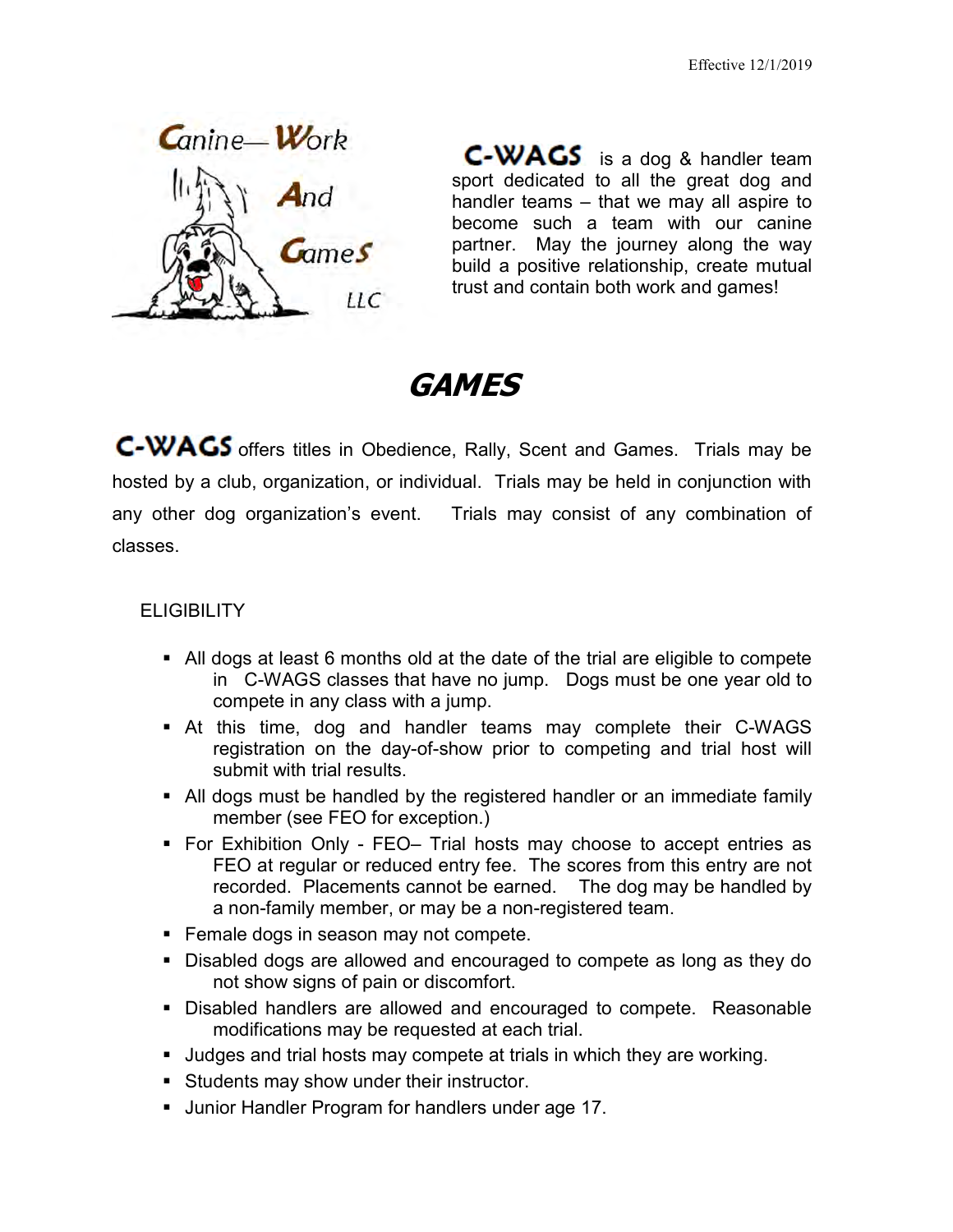Effective 12/1/2019

Canine— Work And Games LLC

**C-WAGS** is a dog & handler team sport dedicated to all the great dog and handler teams – that we may all aspire to become such a team with our canine partner. May the journey along the way build a positive relationship, create mutual trust and contain both work and games!

# *GAMES*

**C-WAGS** offers titles in Obedience, Rally, Scent and Games. Trials may be hosted by a club, organization, or individual. Trials may be held in conjunction with any other dog organization's event. Trials may consist of any combination of classes.

## ELIGIBILITY

- All dogs at least 6 months old at the date of the trial are eligible to compete in C-WAGS classes that have no jump. Dogs must be one year old to compete in any class with a jump.
- At this time, dog and handler teams may complete their C-WAGS registration on the day-of-show prior to competing and trial host will submit with trial results.
- All dogs must be handled by the registered handler or an immediate family member (see FEO for exception.)
- For Exhibition Only - FEO– Trial hosts may choose to accept entries as FEO at regular or reduced entry fee. The scores from this entry are not recorded. Placements cannot be earned. The dog may be handled by a non-family member, or may be a non-registered team.
- Female dogs in season may not compete.
- Disabled dogs are allowed and encouraged to compete as long as they do not show signs of pain or discomfort.
- Disabled handlers are allowed and encouraged to compete. Reasonable modifications may be requested at each trial.
- Judges and trial hosts may compete at trials in which they are working.
- Students may show under their instructor.
- Junior Handler Program for handlers under age 17.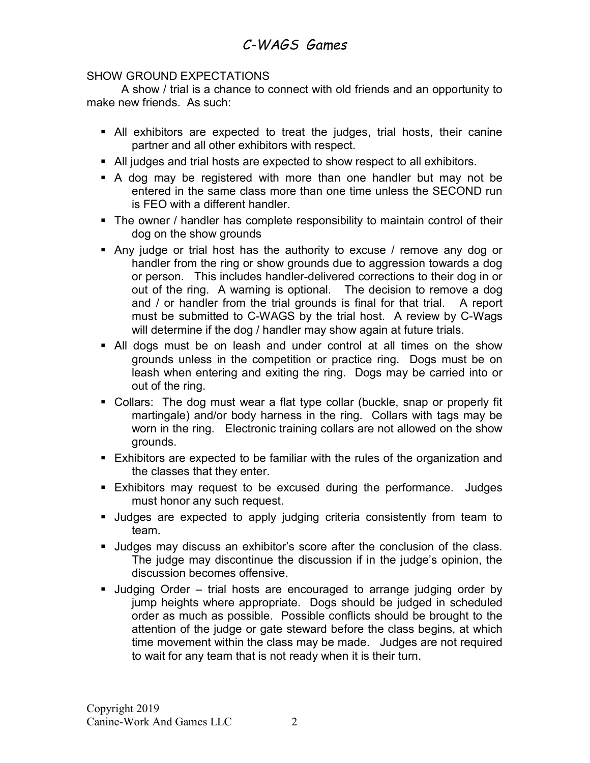## SHOW GROUND EXPECTATIONS

A show / trial is a chance to connect with old friends and an opportunity to make new friends. As such:

- All exhibitors are expected to treat the judges, trial hosts, their canine partner and all other exhibitors with respect.
- All judges and trial hosts are expected to show respect to all exhibitors.
- A dog may be registered with more than one handler but may not be entered in the same class more than one time unless the SECOND run is FEO with a different handler.
- The owner / handler has complete responsibility to maintain control of their dog on the show grounds
- Any judge or trial host has the authority to excuse / remove any dog or handler from the ring or show grounds due to aggression towards a dog or person. This includes handler-delivered corrections to their dog in or out of the ring. A warning is optional. The decision to remove a dog and / or handler from the trial grounds is final for that trial. A report must be submitted to C-WAGS by the trial host. A review by C-Wags will determine if the dog / handler may show again at future trials.
- All dogs must be on leash and under control at all times on the show grounds unless in the competition or practice ring. Dogs must be on leash when entering and exiting the ring. Dogs may be carried into or out of the ring.
- Collars: The dog must wear a flat type collar (buckle, snap or properly fit martingale) and/or body harness in the ring. Collars with tags may be worn in the ring. Electronic training collars are not allowed on the show grounds.
- Exhibitors are expected to be familiar with the rules of the organization and the classes that they enter.
- Exhibitors may request to be excused during the performance. Judges must honor any such request.
- Judges are expected to apply judging criteria consistently from team to team.
- Judges may discuss an exhibitor's score after the conclusion of the class. The judge may discontinue the discussion if in the judge's opinion, the discussion becomes offensive.
- Judging Order – trial hosts are encouraged to arrange judging order by jump heights where appropriate. Dogs should be judged in scheduled order as much as possible. Possible conflicts should be brought to the attention of the judge or gate steward before the class begins, at which time movement within the class may be made. Judges are not required to wait for any team that is not ready when it is their turn.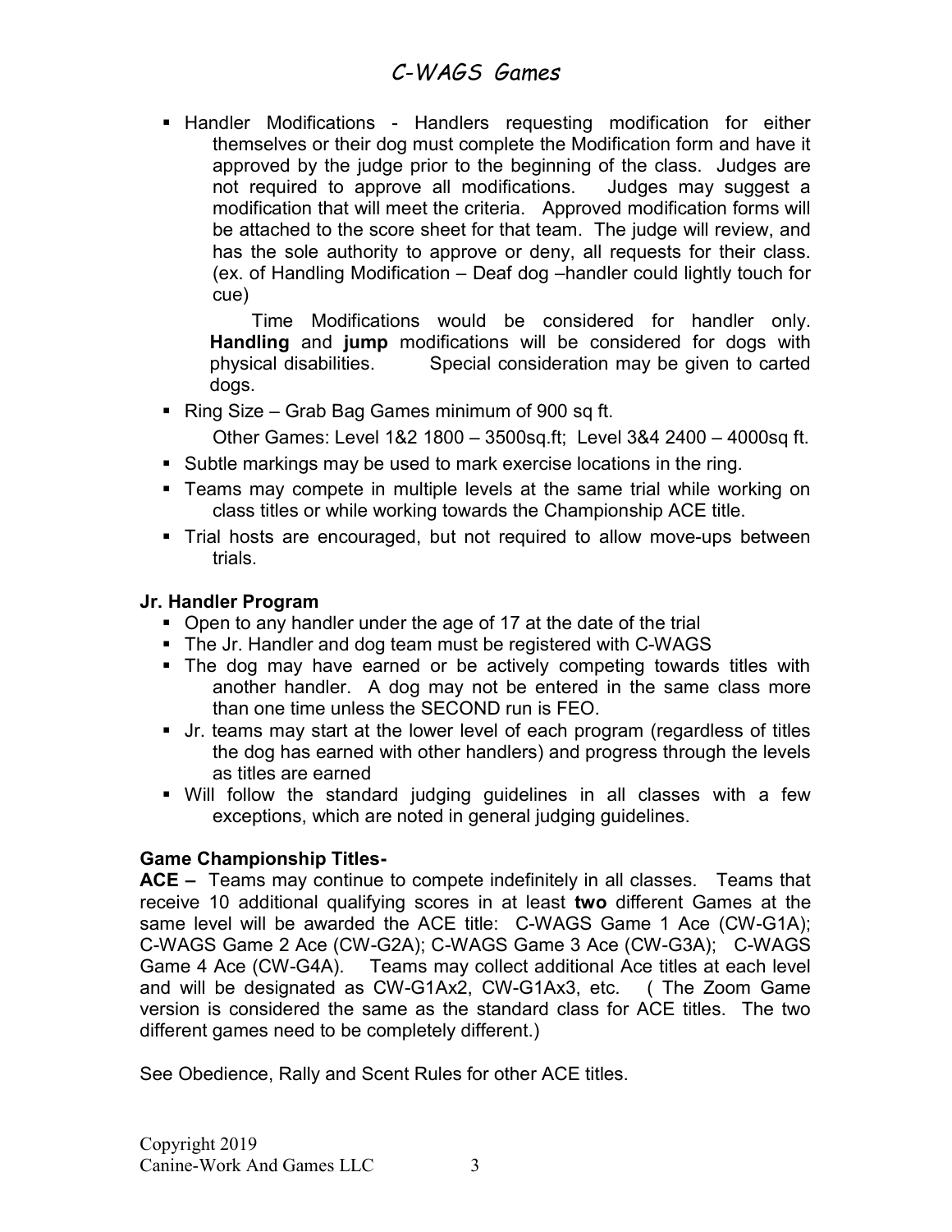- Handler Modifications - Handlers requesting modification for either themselves or their dog must complete the Modification form and have it approved by the judge prior to the beginning of the class. Judges are not required to approve all modifications. Judges may suggest a modification that will meet the criteria. Approved modification forms will be attached to the score sheet for that team. The judge will review, and has the sole authority to approve or deny, all requests for their class. (ex. of Handling Modification – Deaf dog –handler could lightly touch for cue)

  Time Modifications would be considered for handler only. **Handling** and **jump** modifications will be considered for dogs with physical disabilities. Special consideration may be given to carted dogs.

- Ring Size – Grab Bag Games minimum of 900 sq ft.

  Other Games: Level 1&2 1800 – 3500sq.ft; Level 3&4 2400 – 4000sq ft.

- Subtle markings may be used to mark exercise locations in the ring.
- Teams may compete in multiple levels at the same trial while working on class titles or while working towards the Championship ACE title.
- Trial hosts are encouraged, but not required to allow move-ups between trials.

**Jr. Handler Program**

- Open to any handler under the age of 17 at the date of the trial
- The Jr. Handler and dog team must be registered with C-WAGS
- The dog may have earned or be actively competing towards titles with another handler. A dog may not be entered in the same class more than one time unless the SECOND run is FEO.
- Jr. teams may start at the lower level of each program (regardless of titles the dog has earned with other handlers) and progress through the levels as titles are earned
- Will follow the standard judging guidelines in all classes with a few exceptions, which are noted in general judging guidelines.

**Game Championship Titles-**

**ACE –** Teams may continue to compete indefinitely in all classes. Teams that receive 10 additional qualifying scores in at least **two** different Games at the same level will be awarded the ACE title: C-WAGS Game 1 Ace (CW-G1A); C-WAGS Game 2 Ace (CW-G2A); C-WAGS Game 3 Ace (CW-G3A); C-WAGS Game 4 Ace (CW-G4A). Teams may collect additional Ace titles at each level and will be designated as CW-G1Ax2, CW-G1Ax3, etc. ( The Zoom Game version is considered the same as the standard class for ACE titles. The two different games need to be completely different.)

See Obedience, Rally and Scent Rules for other ACE titles.

Copyright 2019
Canine-Work And Games LLC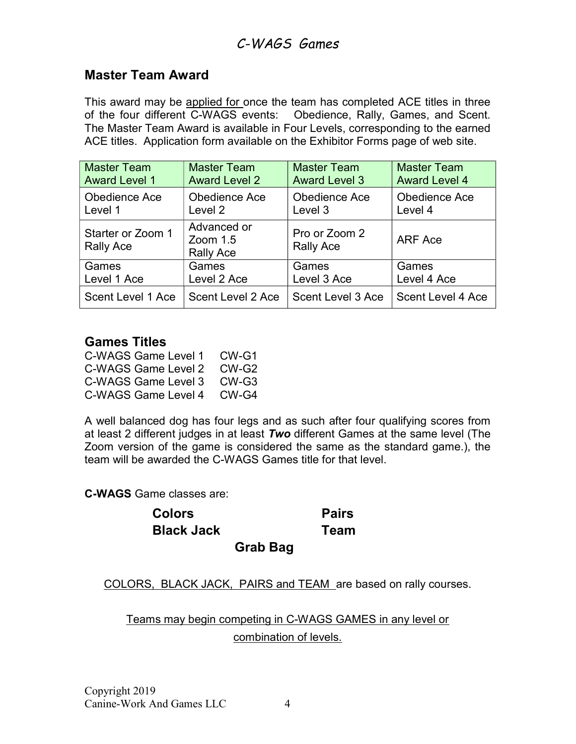## Master Team Award

This award may be applied for once the team has completed ACE titles in three of the four different C-WAGS events: Obedience, Rally, Games, and Scent. The Master Team Award is available in Four Levels, corresponding to the earned ACE titles. Application form available on the Exhibitor Forms page of web site.

| Master Team Award Level 1 | Master Team Award Level 2 | Master Team Award Level 3 | Master Team Award Level 4 |
|---|---|---|---|
| Obedience Ace Level 1 | Obedience Ace Level 2 | Obedience Ace Level 3 | Obedience Ace Level 4 |
| Starter or Zoom 1 Rally Ace | Advanced or Zoom 1.5 Rally Ace | Pro or Zoom 2 Rally Ace | ARF Ace |
| Games Level 1 Ace | Games Level 2 Ace | Games Level 3 Ace | Games Level 4 Ace |
| Scent Level 1 Ace | Scent Level 2 Ace | Scent Level 3 Ace | Scent Level 4 Ace |

## Games Titles

C-WAGS Game Level 1 CW-G1
C-WAGS Game Level 2 CW-G2
C-WAGS Game Level 3 CW-G3
C-WAGS Game Level 4 CW-G4

A well balanced dog has four legs and as such after four qualifying scores from at least 2 different judges in at least ***Two*** different Games at the same level (The Zoom version of the game is considered the same as the standard game.), the team will be awarded the C-WAGS Games title for that level.

**C-WAGS** Game classes are:

**Colors** **Pairs**
**Black Jack** **Team**
**Grab Bag**

COLORS, BLACK JACK, PAIRS and TEAM are based on rally courses.

Teams may begin competing in C-WAGS GAMES in any level or combination of levels.

Copyright 2019
Canine-Work And Games LLC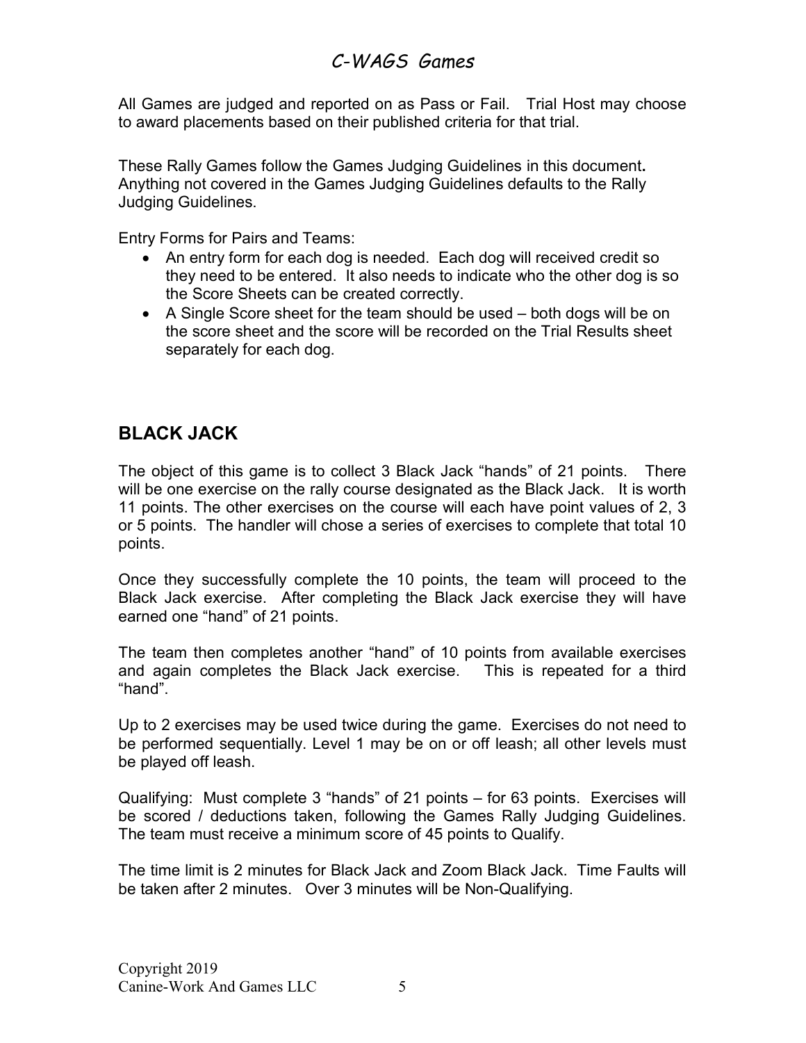All Games are judged and reported on as Pass or Fail. Trial Host may choose to award placements based on their published criteria for that trial.

These Rally Games follow the Games Judging Guidelines in this document**.** Anything not covered in the Games Judging Guidelines defaults to the Rally Judging Guidelines.

Entry Forms for Pairs and Teams:

- An entry form for each dog is needed. Each dog will received credit so they need to be entered. It also needs to indicate who the other dog is so the Score Sheets can be created correctly.
- A Single Score sheet for the team should be used – both dogs will be on the score sheet and the score will be recorded on the Trial Results sheet separately for each dog.

## BLACK JACK

The object of this game is to collect 3 Black Jack "hands" of 21 points. There will be one exercise on the rally course designated as the Black Jack. It is worth 11 points. The other exercises on the course will each have point values of 2, 3 or 5 points. The handler will chose a series of exercises to complete that total 10 points.

Once they successfully complete the 10 points, the team will proceed to the Black Jack exercise. After completing the Black Jack exercise they will have earned one "hand" of 21 points.

The team then completes another "hand" of 10 points from available exercises and again completes the Black Jack exercise. This is repeated for a third "hand".

Up to 2 exercises may be used twice during the game. Exercises do not need to be performed sequentially. Level 1 may be on or off leash; all other levels must be played off leash.

Qualifying: Must complete 3 "hands" of 21 points – for 63 points. Exercises will be scored / deductions taken, following the Games Rally Judging Guidelines. The team must receive a minimum score of 45 points to Qualify.

The time limit is 2 minutes for Black Jack and Zoom Black Jack. Time Faults will be taken after 2 minutes. Over 3 minutes will be Non-Qualifying.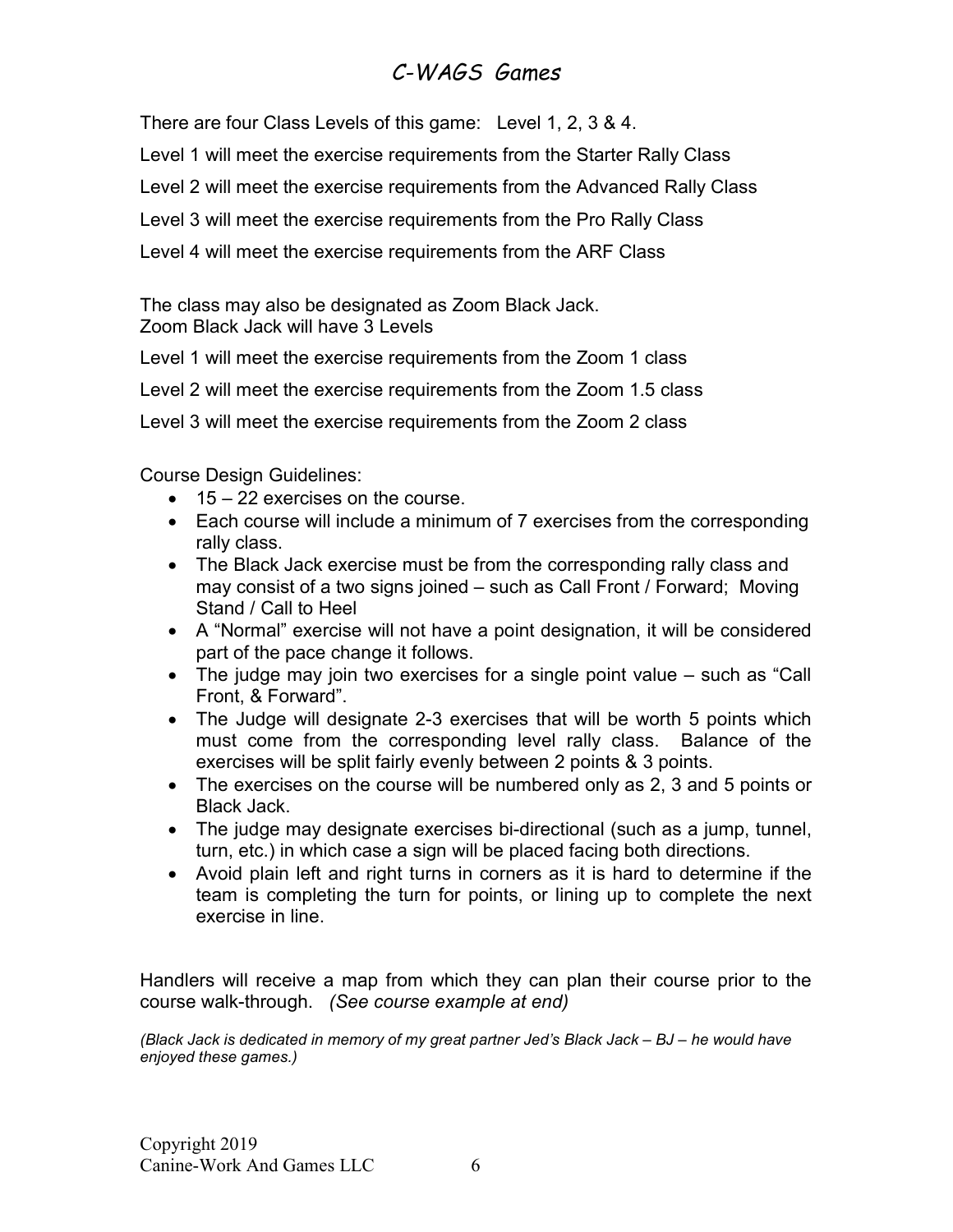There are four Class Levels of this game: Level 1, 2, 3 & 4.

Level 1 will meet the exercise requirements from the Starter Rally Class

Level 2 will meet the exercise requirements from the Advanced Rally Class

Level 3 will meet the exercise requirements from the Pro Rally Class

Level 4 will meet the exercise requirements from the ARF Class

The class may also be designated as Zoom Black Jack.
Zoom Black Jack will have 3 Levels

Level 1 will meet the exercise requirements from the Zoom 1 class

Level 2 will meet the exercise requirements from the Zoom 1.5 class

Level 3 will meet the exercise requirements from the Zoom 2 class

Course Design Guidelines:

- 15 – 22 exercises on the course.
- Each course will include a minimum of 7 exercises from the corresponding rally class.
- The Black Jack exercise must be from the corresponding rally class and may consist of a two signs joined – such as Call Front / Forward; Moving Stand / Call to Heel
- A "Normal" exercise will not have a point designation, it will be considered part of the pace change it follows.
- The judge may join two exercises for a single point value – such as "Call Front, & Forward".
- The Judge will designate 2-3 exercises that will be worth 5 points which must come from the corresponding level rally class. Balance of the exercises will be split fairly evenly between 2 points & 3 points.
- The exercises on the course will be numbered only as 2, 3 and 5 points or Black Jack.
- The judge may designate exercises bi-directional (such as a jump, tunnel, turn, etc.) in which case a sign will be placed facing both directions.
- Avoid plain left and right turns in corners as it is hard to determine if the team is completing the turn for points, or lining up to complete the next exercise in line.

Handlers will receive a map from which they can plan their course prior to the course walk-through. *(See course example at end)*

*(Black Jack is dedicated in memory of my great partner Jed's Black Jack – BJ – he would have enjoyed these games.)*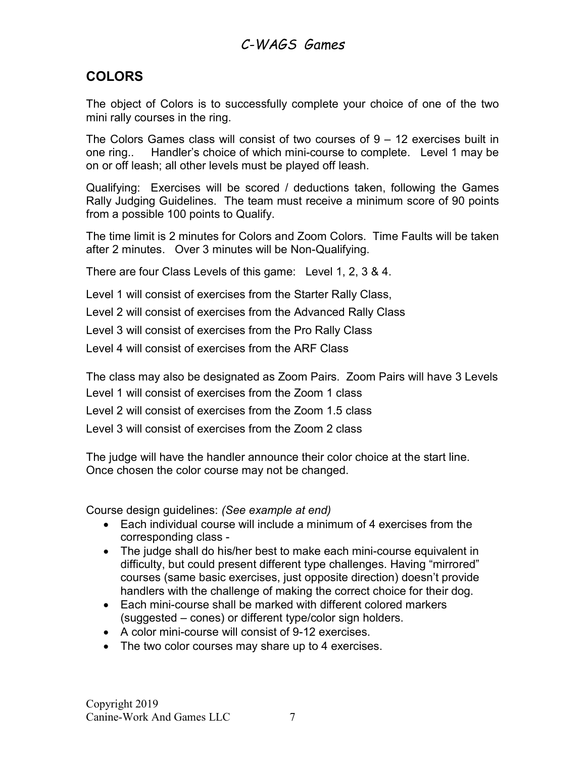## COLORS

The object of Colors is to successfully complete your choice of one of the two mini rally courses in the ring.

The Colors Games class will consist of two courses of 9 – 12 exercises built in one ring.. Handler's choice of which mini-course to complete. Level 1 may be on or off leash; all other levels must be played off leash.

Qualifying: Exercises will be scored / deductions taken, following the Games Rally Judging Guidelines. The team must receive a minimum score of 90 points from a possible 100 points to Qualify.

The time limit is 2 minutes for Colors and Zoom Colors. Time Faults will be taken after 2 minutes. Over 3 minutes will be Non-Qualifying.

There are four Class Levels of this game: Level 1, 2, 3 & 4.

Level 1 will consist of exercises from the Starter Rally Class,

Level 2 will consist of exercises from the Advanced Rally Class

Level 3 will consist of exercises from the Pro Rally Class

Level 4 will consist of exercises from the ARF Class

The class may also be designated as Zoom Pairs. Zoom Pairs will have 3 Levels

Level 1 will consist of exercises from the Zoom 1 class

Level 2 will consist of exercises from the Zoom 1.5 class

Level 3 will consist of exercises from the Zoom 2 class

The judge will have the handler announce their color choice at the start line. Once chosen the color course may not be changed.

Course design guidelines: *(See example at end)*

- Each individual course will include a minimum of 4 exercises from the corresponding class -
- The judge shall do his/her best to make each mini-course equivalent in difficulty, but could present different type challenges. Having "mirrored" courses (same basic exercises, just opposite direction) doesn't provide handlers with the challenge of making the correct choice for their dog.
- Each mini-course shall be marked with different colored markers (suggested – cones) or different type/color sign holders.
- A color mini-course will consist of 9-12 exercises.
- The two color courses may share up to 4 exercises.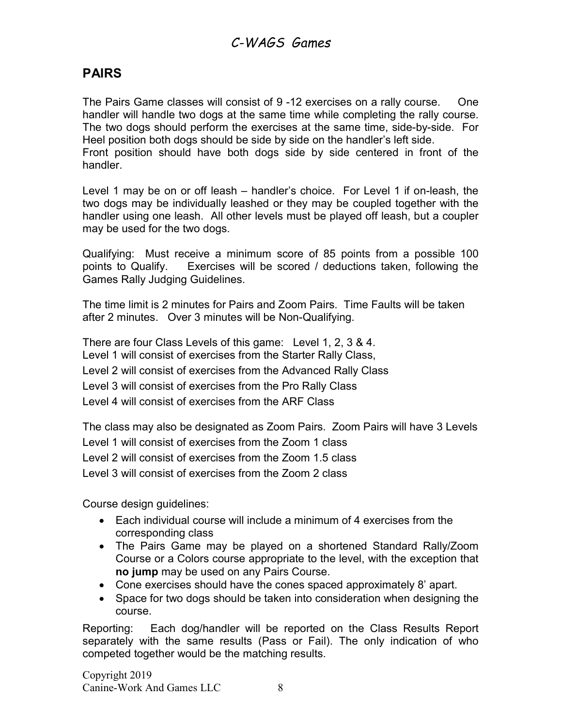## PAIRS

The Pairs Game classes will consist of 9 -12 exercises on a rally course. One handler will handle two dogs at the same time while completing the rally course. The two dogs should perform the exercises at the same time, side-by-side. For Heel position both dogs should be side by side on the handler's left side.
Front position should have both dogs side by side centered in front of the handler.

Level 1 may be on or off leash – handler's choice. For Level 1 if on-leash, the two dogs may be individually leashed or they may be coupled together with the handler using one leash. All other levels must be played off leash, but a coupler may be used for the two dogs.

Qualifying: Must receive a minimum score of 85 points from a possible 100 points to Qualify. Exercises will be scored / deductions taken, following the Games Rally Judging Guidelines.

The time limit is 2 minutes for Pairs and Zoom Pairs. Time Faults will be taken after 2 minutes. Over 3 minutes will be Non-Qualifying.

There are four Class Levels of this game: Level 1, 2, 3 & 4.
Level 1 will consist of exercises from the Starter Rally Class,
Level 2 will consist of exercises from the Advanced Rally Class
Level 3 will consist of exercises from the Pro Rally Class
Level 4 will consist of exercises from the ARF Class

The class may also be designated as Zoom Pairs. Zoom Pairs will have 3 Levels
Level 1 will consist of exercises from the Zoom 1 class
Level 2 will consist of exercises from the Zoom 1.5 class
Level 3 will consist of exercises from the Zoom 2 class

Course design guidelines:

- Each individual course will include a minimum of 4 exercises from the corresponding class
- The Pairs Game may be played on a shortened Standard Rally/Zoom Course or a Colors course appropriate to the level, with the exception that **no jump** may be used on any Pairs Course.
- Cone exercises should have the cones spaced approximately 8' apart.
- Space for two dogs should be taken into consideration when designing the course.

Reporting: Each dog/handler will be reported on the Class Results Report separately with the same results (Pass or Fail). The only indication of who competed together would be the matching results.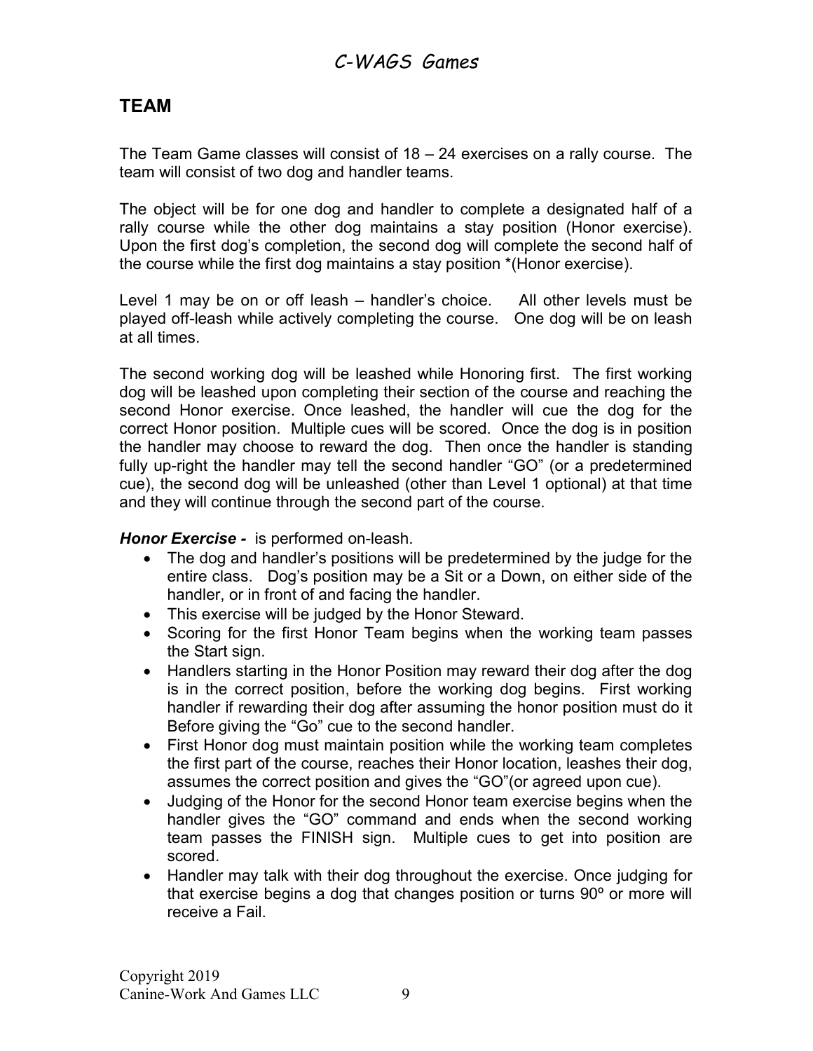## TEAM

The Team Game classes will consist of 18 – 24 exercises on a rally course. The team will consist of two dog and handler teams.

The object will be for one dog and handler to complete a designated half of a rally course while the other dog maintains a stay position (Honor exercise). Upon the first dog's completion, the second dog will complete the second half of the course while the first dog maintains a stay position *(Honor exercise).

Level 1 may be on or off leash – handler's choice. All other levels must be played off-leash while actively completing the course. One dog will be on leash at all times.

The second working dog will be leashed while Honoring first. The first working dog will be leashed upon completing their section of the course and reaching the second Honor exercise. Once leashed, the handler will cue the dog for the correct Honor position. Multiple cues will be scored. Once the dog is in position the handler may choose to reward the dog. Then once the handler is standing fully up-right the handler may tell the second handler "GO" (or a predetermined cue), the second dog will be unleashed (other than Level 1 optional) at that time and they will continue through the second part of the course.

***Honor Exercise -*** is performed on-leash.

- The dog and handler's positions will be predetermined by the judge for the entire class. Dog's position may be a Sit or a Down, on either side of the handler, or in front of and facing the handler.
- This exercise will be judged by the Honor Steward.
- Scoring for the first Honor Team begins when the working team passes the Start sign.
- Handlers starting in the Honor Position may reward their dog after the dog is in the correct position, before the working dog begins. First working handler if rewarding their dog after assuming the honor position must do it Before giving the "Go" cue to the second handler.
- First Honor dog must maintain position while the working team completes the first part of the course, reaches their Honor location, leashes their dog, assumes the correct position and gives the "GO"(or agreed upon cue).
- Judging of the Honor for the second Honor team exercise begins when the handler gives the "GO" command and ends when the second working team passes the FINISH sign. Multiple cues to get into position are scored.
- Handler may talk with their dog throughout the exercise. Once judging for that exercise begins a dog that changes position or turns 90º or more will receive a Fail.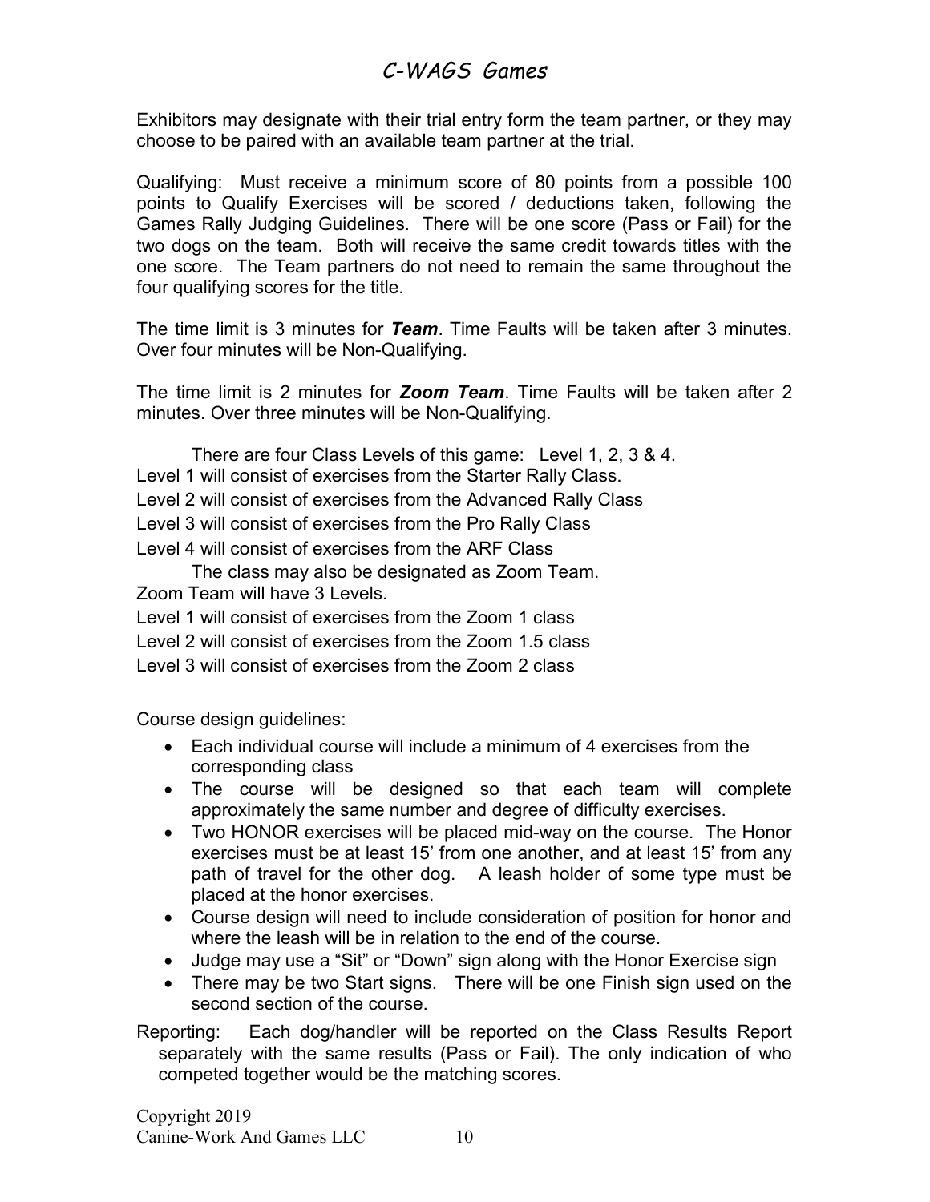Exhibitors may designate with their trial entry form the team partner, or they may choose to be paired with an available team partner at the trial.

Qualifying: Must receive a minimum score of 80 points from a possible 100 points to Qualify Exercises will be scored / deductions taken, following the Games Rally Judging Guidelines. There will be one score (Pass or Fail) for the two dogs on the team. Both will receive the same credit towards titles with the one score. The Team partners do not need to remain the same throughout the four qualifying scores for the title.

The time limit is 3 minutes for ***Team***. Time Faults will be taken after 3 minutes. Over four minutes will be Non-Qualifying.

The time limit is 2 minutes for ***Zoom Team***. Time Faults will be taken after 2 minutes. Over three minutes will be Non-Qualifying.

There are four Class Levels of this game: Level 1, 2, 3 & 4.
Level 1 will consist of exercises from the Starter Rally Class.
Level 2 will consist of exercises from the Advanced Rally Class
Level 3 will consist of exercises from the Pro Rally Class
Level 4 will consist of exercises from the ARF Class
The class may also be designated as Zoom Team.
Zoom Team will have 3 Levels.
Level 1 will consist of exercises from the Zoom 1 class
Level 2 will consist of exercises from the Zoom 1.5 class
Level 3 will consist of exercises from the Zoom 2 class

Course design guidelines:

- Each individual course will include a minimum of 4 exercises from the corresponding class
- The course will be designed so that each team will complete approximately the same number and degree of difficulty exercises.
- Two HONOR exercises will be placed mid-way on the course. The Honor exercises must be at least 15' from one another, and at least 15' from any path of travel for the other dog. A leash holder of some type must be placed at the honor exercises.
- Course design will need to include consideration of position for honor and where the leash will be in relation to the end of the course.
- Judge may use a "Sit" or "Down" sign along with the Honor Exercise sign
- There may be two Start signs. There will be one Finish sign used on the second section of the course.

Reporting: Each dog/handler will be reported on the Class Results Report separately with the same results (Pass or Fail). The only indication of who competed together would be the matching scores.

Copyright 2019
Canine-Work And Games LLC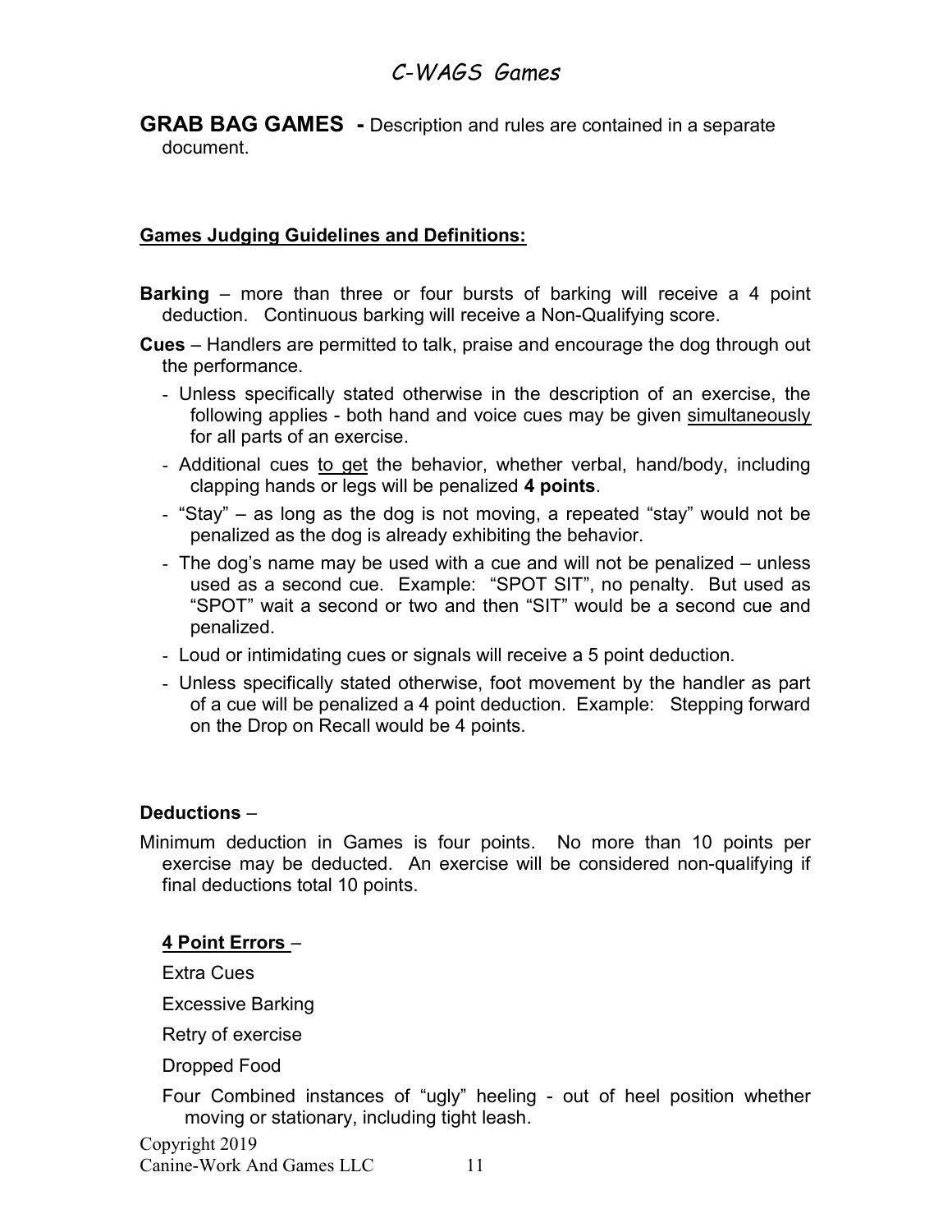**GRAB BAG GAMES -** Description and rules are contained in a separate document.

**Games Judging Guidelines and Definitions:**

**Barking** – more than three or four bursts of barking will receive a 4 point deduction. Continuous barking will receive a Non-Qualifying score.

**Cues** – Handlers are permitted to talk, praise and encourage the dog through out the performance.

- Unless specifically stated otherwise in the description of an exercise, the following applies - both hand and voice cues may be given simultaneously for all parts of an exercise.
- Additional cues to get the behavior, whether verbal, hand/body, including clapping hands or legs will be penalized **4 points**.
- "Stay" – as long as the dog is not moving, a repeated "stay" would not be penalized as the dog is already exhibiting the behavior.
- The dog's name may be used with a cue and will not be penalized – unless used as a second cue. Example: "SPOT SIT", no penalty. But used as "SPOT" wait a second or two and then "SIT" would be a second cue and penalized.
- Loud or intimidating cues or signals will receive a 5 point deduction.
- Unless specifically stated otherwise, foot movement by the handler as part of a cue will be penalized a 4 point deduction. Example: Stepping forward on the Drop on Recall would be 4 points.

**Deductions** –

Minimum deduction in Games is four points. No more than 10 points per exercise may be deducted. An exercise will be considered non-qualifying if final deductions total 10 points.

**4 Point Errors** –

Extra Cues

Excessive Barking

Retry of exercise

Dropped Food

Four Combined instances of "ugly" heeling - out of heel position whether moving or stationary, including tight leash.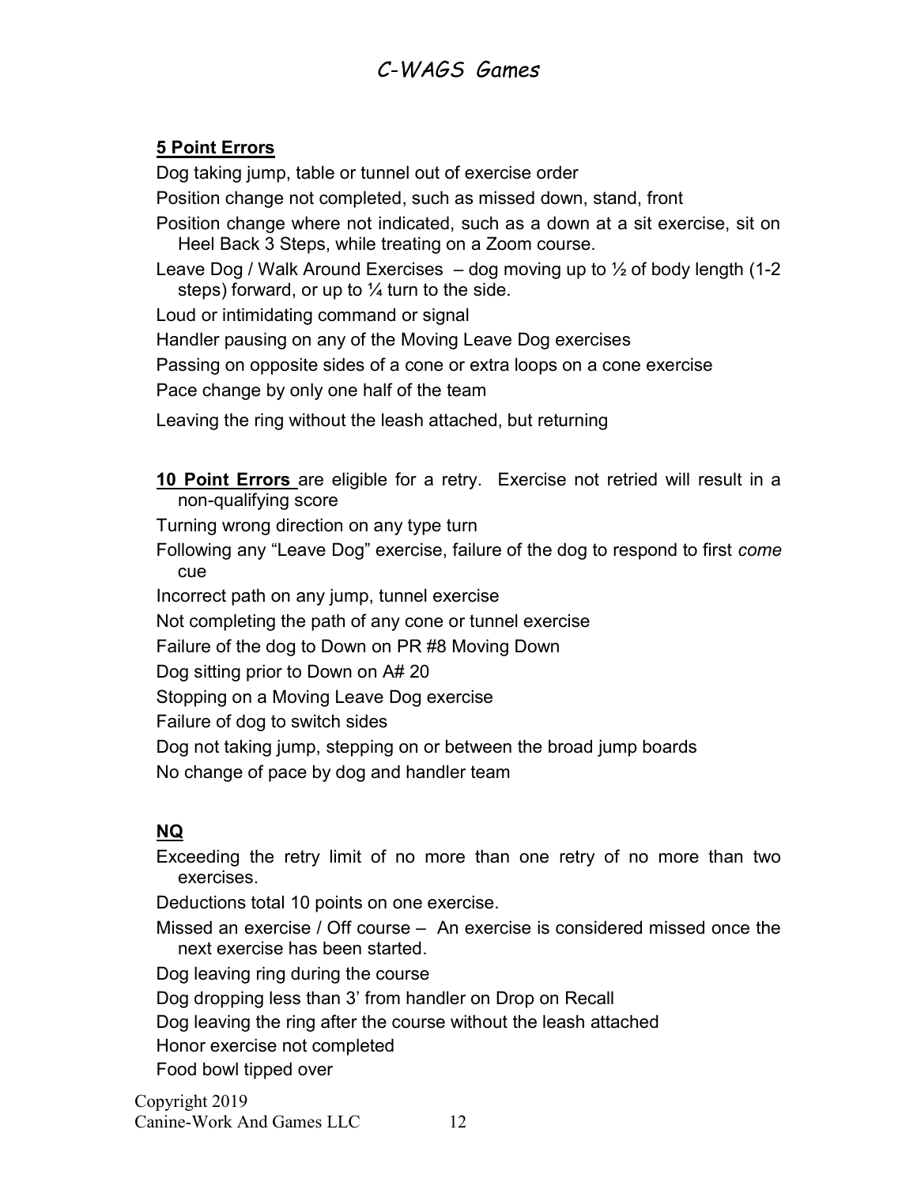**5 Point Errors**

Dog taking jump, table or tunnel out of exercise order

Position change not completed, such as missed down, stand, front

Position change where not indicated, such as a down at a sit exercise, sit on Heel Back 3 Steps, while treating on a Zoom course.

Leave Dog / Walk Around Exercises – dog moving up to ½ of body length (1-2 steps) forward, or up to ¼ turn to the side.

Loud or intimidating command or signal

Handler pausing on any of the Moving Leave Dog exercises

Passing on opposite sides of a cone or extra loops on a cone exercise

Pace change by only one half of the team

Leaving the ring without the leash attached, but returning

**10 Point Errors** are eligible for a retry. Exercise not retried will result in a non-qualifying score

Turning wrong direction on any type turn

Following any "Leave Dog" exercise, failure of the dog to respond to first *come* cue

Incorrect path on any jump, tunnel exercise

Not completing the path of any cone or tunnel exercise

Failure of the dog to Down on PR #8 Moving Down

Dog sitting prior to Down on A# 20

Stopping on a Moving Leave Dog exercise

Failure of dog to switch sides

Dog not taking jump, stepping on or between the broad jump boards

No change of pace by dog and handler team

**NQ**

Exceeding the retry limit of no more than one retry of no more than two exercises.

Deductions total 10 points on one exercise.

Missed an exercise / Off course – An exercise is considered missed once the next exercise has been started.

Dog leaving ring during the course

Dog dropping less than 3' from handler on Drop on Recall

Dog leaving the ring after the course without the leash attached

Honor exercise not completed

Food bowl tipped over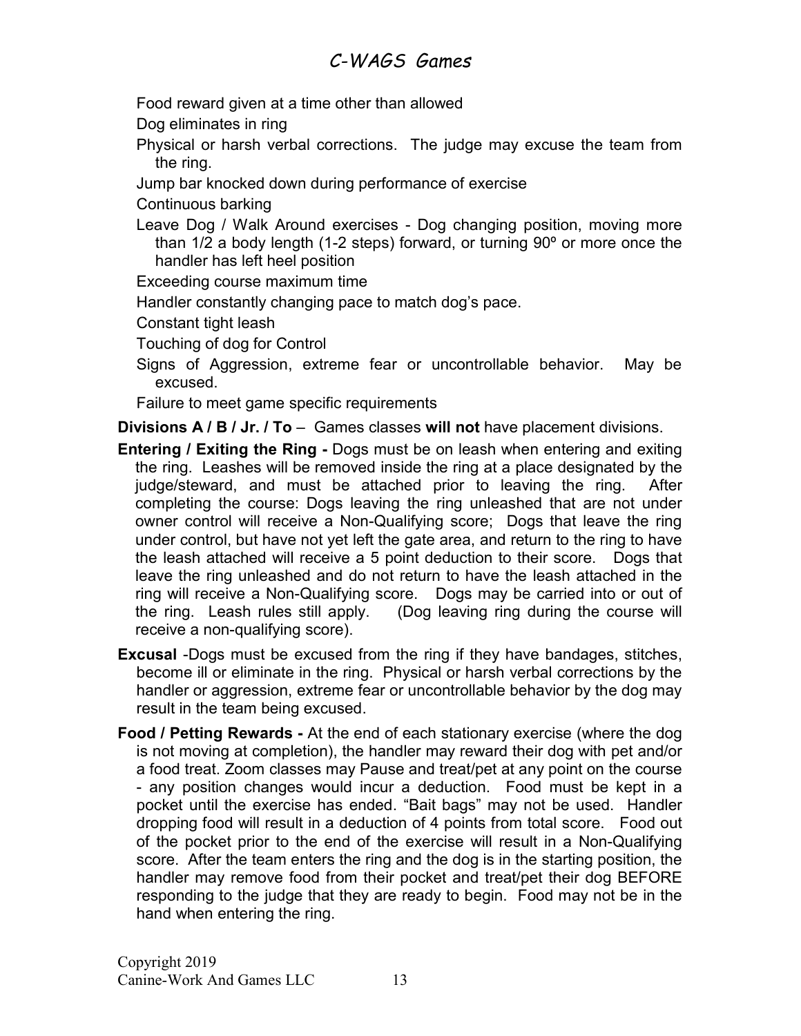Food reward given at a time other than allowed

Dog eliminates in ring

Physical or harsh verbal corrections. The judge may excuse the team from the ring.

Jump bar knocked down during performance of exercise

Continuous barking

Leave Dog / Walk Around exercises - Dog changing position, moving more than 1/2 a body length (1-2 steps) forward, or turning 90º or more once the handler has left heel position

Exceeding course maximum time

Handler constantly changing pace to match dog's pace.

Constant tight leash

Touching of dog for Control

Signs of Aggression, extreme fear or uncontrollable behavior. May be excused.

Failure to meet game specific requirements

**Divisions A / B / Jr. / To** – Games classes **will not** have placement divisions.

**Entering / Exiting the Ring -** Dogs must be on leash when entering and exiting the ring. Leashes will be removed inside the ring at a place designated by the judge/steward, and must be attached prior to leaving the ring. After completing the course: Dogs leaving the ring unleashed that are not under owner control will receive a Non-Qualifying score; Dogs that leave the ring under control, but have not yet left the gate area, and return to the ring to have the leash attached will receive a 5 point deduction to their score. Dogs that leave the ring unleashed and do not return to have the leash attached in the ring will receive a Non-Qualifying score. Dogs may be carried into or out of the ring. Leash rules still apply. (Dog leaving ring during the course will receive a non-qualifying score).

**Excusal** -Dogs must be excused from the ring if they have bandages, stitches, become ill or eliminate in the ring. Physical or harsh verbal corrections by the handler or aggression, extreme fear or uncontrollable behavior by the dog may result in the team being excused.

**Food / Petting Rewards -** At the end of each stationary exercise (where the dog is not moving at completion), the handler may reward their dog with pet and/or a food treat. Zoom classes may Pause and treat/pet at any point on the course - any position changes would incur a deduction. Food must be kept in a pocket until the exercise has ended. "Bait bags" may not be used. Handler dropping food will result in a deduction of 4 points from total score. Food out of the pocket prior to the end of the exercise will result in a Non-Qualifying score. After the team enters the ring and the dog is in the starting position, the handler may remove food from their pocket and treat/pet their dog BEFORE responding to the judge that they are ready to begin. Food may not be in the hand when entering the ring.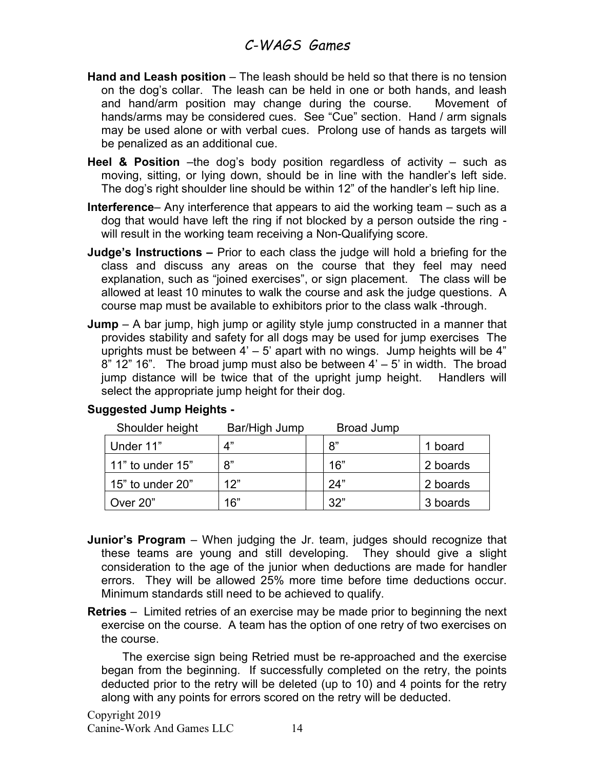**Hand and Leash position** – The leash should be held so that there is no tension on the dog's collar. The leash can be held in one or both hands, and leash and hand/arm position may change during the course. Movement of hands/arms may be considered cues. See "Cue" section. Hand / arm signals may be used alone or with verbal cues. Prolong use of hands as targets will be penalized as an additional cue.

**Heel & Position** –the dog's body position regardless of activity – such as moving, sitting, or lying down, should be in line with the handler's left side. The dog's right shoulder line should be within 12" of the handler's left hip line.

**Interference**– Any interference that appears to aid the working team – such as a dog that would have left the ring if not blocked by a person outside the ring - will result in the working team receiving a Non-Qualifying score.

**Judge's Instructions –** Prior to each class the judge will hold a briefing for the class and discuss any areas on the course that they feel may need explanation, such as "joined exercises", or sign placement. The class will be allowed at least 10 minutes to walk the course and ask the judge questions. A course map must be available to exhibitors prior to the class walk -through.

**Jump** – A bar jump, high jump or agility style jump constructed in a manner that provides stability and safety for all dogs may be used for jump exercises The uprights must be between 4' – 5' apart with no wings. Jump heights will be 4" 8" 12" 16". The broad jump must also be between 4' – 5' in width. The broad jump distance will be twice that of the upright jump height. Handlers will select the appropriate jump height for their dog.

**Suggested Jump Heights -**

| Shoulder height | Bar/High Jump | | Broad Jump | |
|---|---|---|---|---|
| Under 11" | 4" | | 8" | 1 board |
| 11" to under 15" | 8" | | 16" | 2 boards |
| 15" to under 20" | 12" | | 24" | 2 boards |
| Over 20" | 16" | | 32" | 3 boards |

**Junior's Program** – When judging the Jr. team, judges should recognize that these teams are young and still developing. They should give a slight consideration to the age of the junior when deductions are made for handler errors. They will be allowed 25% more time before time deductions occur. Minimum standards still need to be achieved to qualify.

**Retries** – Limited retries of an exercise may be made prior to beginning the next exercise on the course. A team has the option of one retry of two exercises on the course.

The exercise sign being Retried must be re-approached and the exercise began from the beginning. If successfully completed on the retry, the points deducted prior to the retry will be deleted (up to 10) and 4 points for the retry along with any points for errors scored on the retry will be deducted.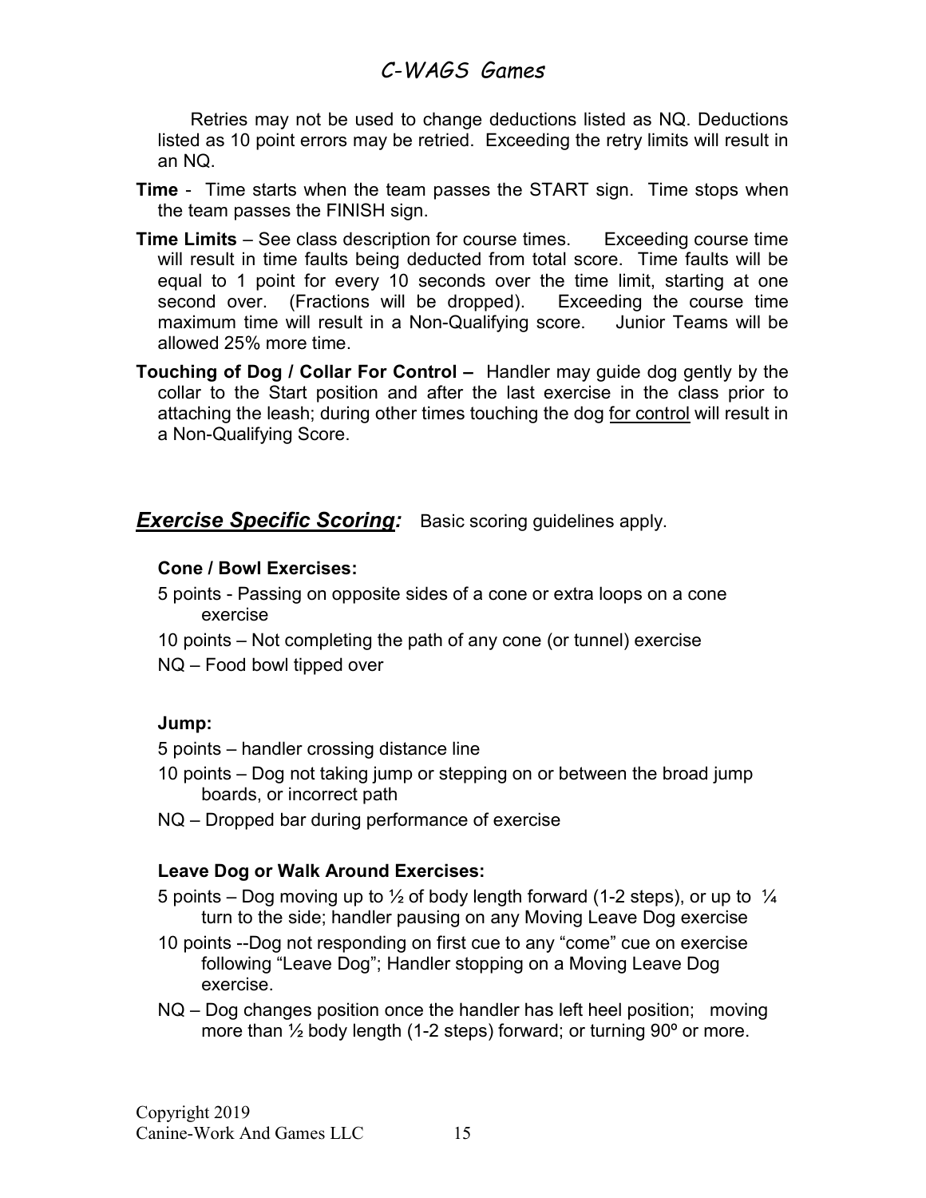Retries may not be used to change deductions listed as NQ. Deductions listed as 10 point errors may be retried. Exceeding the retry limits will result in an NQ.

**Time** - Time starts when the team passes the START sign. Time stops when the team passes the FINISH sign.

**Time Limits** – See class description for course times. Exceeding course time will result in time faults being deducted from total score. Time faults will be equal to 1 point for every 10 seconds over the time limit, starting at one second over. (Fractions will be dropped). Exceeding the course time maximum time will result in a Non-Qualifying score. Junior Teams will be allowed 25% more time.

**Touching of Dog / Collar For Control –** Handler may guide dog gently by the collar to the Start position and after the last exercise in the class prior to attaching the leash; during other times touching the dog <u>for control</u> will result in a Non-Qualifying Score.

## ***Exercise Specific Scoring:*** Basic scoring guidelines apply.

### Cone / Bowl Exercises:

5 points - Passing on opposite sides of a cone or extra loops on a cone exercise

10 points – Not completing the path of any cone (or tunnel) exercise

NQ – Food bowl tipped over

### Jump:

5 points – handler crossing distance line

10 points – Dog not taking jump or stepping on or between the broad jump boards, or incorrect path

NQ – Dropped bar during performance of exercise

### Leave Dog or Walk Around Exercises:

5 points – Dog moving up to ½ of body length forward (1-2 steps), or up to ¼ turn to the side; handler pausing on any Moving Leave Dog exercise

10 points --Dog not responding on first cue to any "come" cue on exercise following "Leave Dog"; Handler stopping on a Moving Leave Dog exercise.

NQ – Dog changes position once the handler has left heel position; moving more than ½ body length (1-2 steps) forward; or turning 90º or more.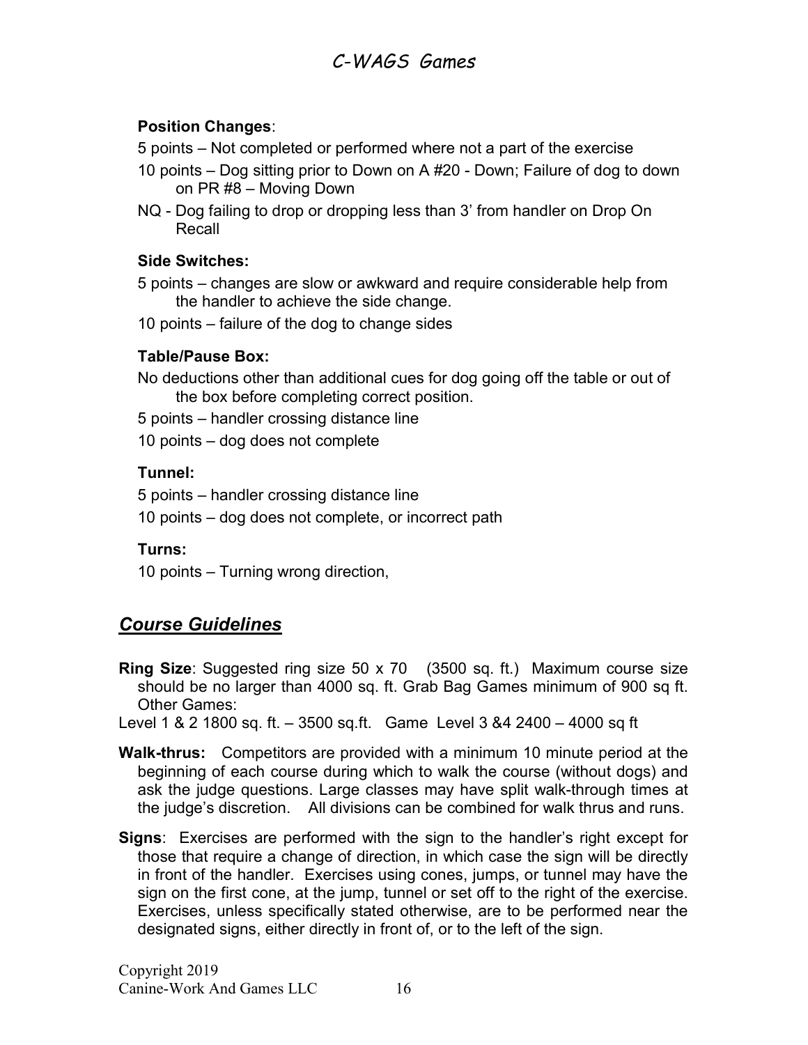**Position Changes**:

5 points – Not completed or performed where not a part of the exercise

10 points – Dog sitting prior to Down on A #20 - Down; Failure of dog to down on PR #8 – Moving Down

NQ - Dog failing to drop or dropping less than 3' from handler on Drop On Recall

**Side Switches:**

5 points – changes are slow or awkward and require considerable help from the handler to achieve the side change.

10 points – failure of the dog to change sides

**Table/Pause Box:**

No deductions other than additional cues for dog going off the table or out of the box before completing correct position.

5 points – handler crossing distance line

10 points – dog does not complete

**Tunnel:**

5 points – handler crossing distance line

10 points – dog does not complete, or incorrect path

**Turns:**

10 points – Turning wrong direction,

## ***Course Guidelines***

**Ring Size**: Suggested ring size 50 x 70 (3500 sq. ft.) Maximum course size should be no larger than 4000 sq. ft. Grab Bag Games minimum of 900 sq ft. Other Games:

Level 1 & 2 1800 sq. ft. – 3500 sq.ft. Game Level 3 &4 2400 – 4000 sq ft

**Walk-thrus:** Competitors are provided with a minimum 10 minute period at the beginning of each course during which to walk the course (without dogs) and ask the judge questions. Large classes may have split walk-through times at the judge's discretion. All divisions can be combined for walk thrus and runs.

**Signs**: Exercises are performed with the sign to the handler's right except for those that require a change of direction, in which case the sign will be directly in front of the handler. Exercises using cones, jumps, or tunnel may have the sign on the first cone, at the jump, tunnel or set off to the right of the exercise. Exercises, unless specifically stated otherwise, are to be performed near the designated signs, either directly in front of, or to the left of the sign.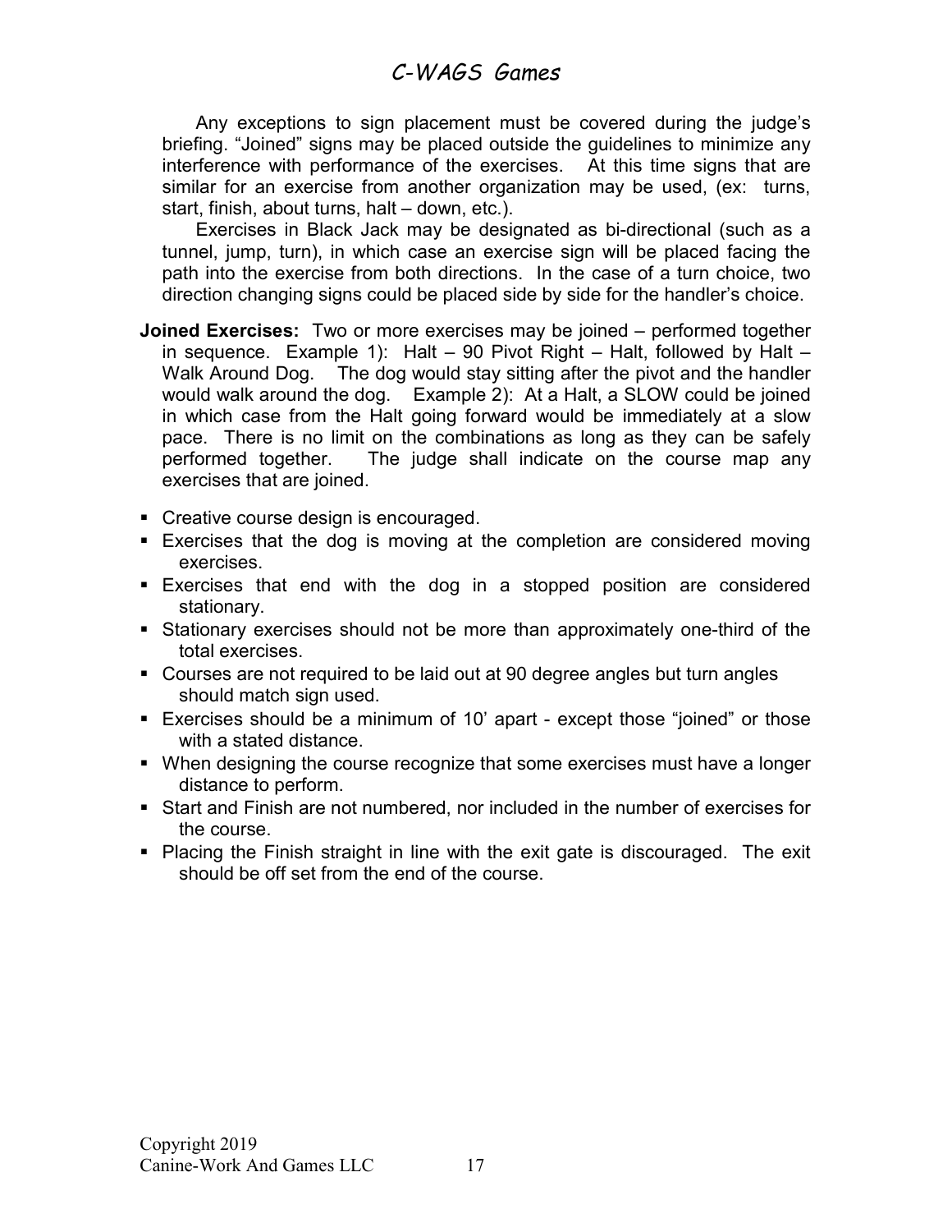Any exceptions to sign placement must be covered during the judge's briefing. "Joined" signs may be placed outside the guidelines to minimize any interference with performance of the exercises. At this time signs that are similar for an exercise from another organization may be used, (ex: turns, start, finish, about turns, halt – down, etc.).

Exercises in Black Jack may be designated as bi-directional (such as a tunnel, jump, turn), in which case an exercise sign will be placed facing the path into the exercise from both directions. In the case of a turn choice, two direction changing signs could be placed side by side for the handler's choice.

**Joined Exercises:** Two or more exercises may be joined – performed together in sequence. Example 1): Halt – 90 Pivot Right – Halt, followed by Halt – Walk Around Dog. The dog would stay sitting after the pivot and the handler would walk around the dog. Example 2): At a Halt, a SLOW could be joined in which case from the Halt going forward would be immediately at a slow pace. There is no limit on the combinations as long as they can be safely performed together. The judge shall indicate on the course map any exercises that are joined.

- Creative course design is encouraged.
- Exercises that the dog is moving at the completion are considered moving exercises.
- Exercises that end with the dog in a stopped position are considered stationary.
- Stationary exercises should not be more than approximately one-third of the total exercises.
- Courses are not required to be laid out at 90 degree angles but turn angles should match sign used.
- Exercises should be a minimum of 10' apart - except those "joined" or those with a stated distance.
- When designing the course recognize that some exercises must have a longer distance to perform.
- Start and Finish are not numbered, nor included in the number of exercises for the course.
- Placing the Finish straight in line with the exit gate is discouraged. The exit should be off set from the end of the course.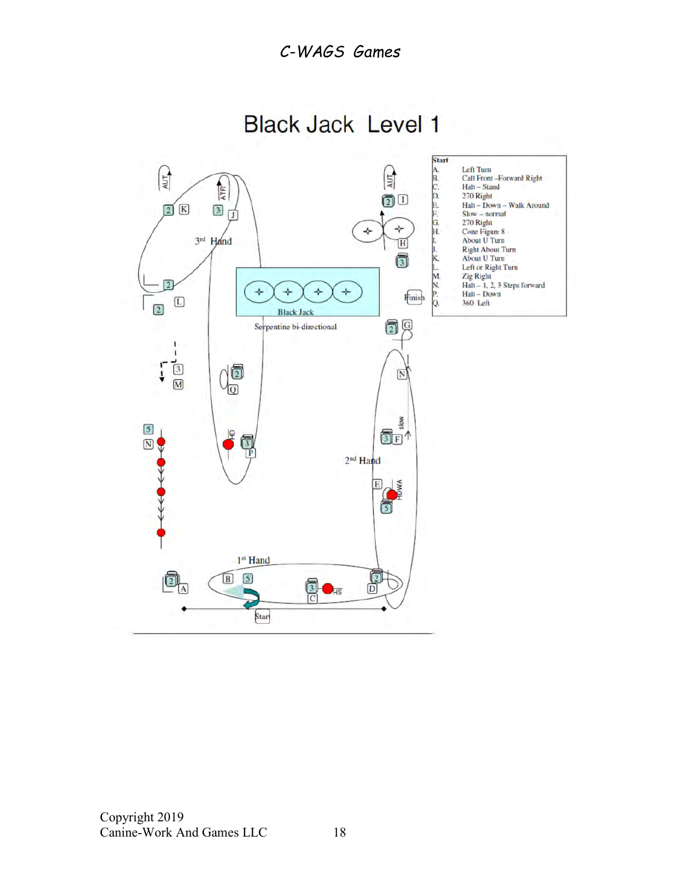# Black Jack Level 1

| Start | |
|---|---|
| A. | Left Turn |
| B. | Call Front –Forward Right |
| C. | Halt – Stand |
| D. | 270 Right |
| E. | Halt – Down – Walk Around |
| F. | Slow – normal |
| G. | 270 Right |
| H. | Cone Figure 8 |
| I. | About U Turn |
| J. | Right About Turn |
| K. | About U Turn |
| L. | Left or Right Turn |
| M. | Zig Right |
| N. | Halt – 1, 2, 3 Steps forward |
| P. | Halt – Down |
| Q. | 360 Left |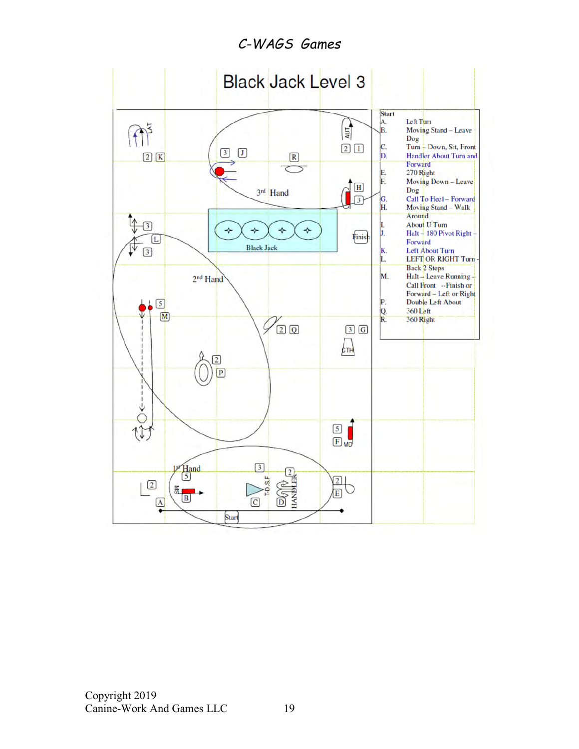# C-WAGS Games

## Black Jack Level 3

| Start | |
|---|---|
| A. | Left Turn |
| B. | Moving Stand – Leave Dog |
| C. | Turn – Down, Sit, Front |
| D. | Handler About Turn and Forward |
| E. | 270 Right |
| F. | Moving Down – Leave Dog |
| G. | Call To Heel – Forward |
| H. | Moving Stand – Walk Around |
| I. | About U Turn |
| J. | Halt – 180 Pivot Right – Forward |
| K. | Left About Turn |
| L. | LEFT OR RIGHT Turn - Back 2 Steps |
| M. | Halt – Leave Running - Call Front --Finish or Forward – Left or Right |
| P. | Double Left About |
| Q. | 360 Left |
| R. | 360 Right |

Copyright 2019
Canine-Work And Games LLC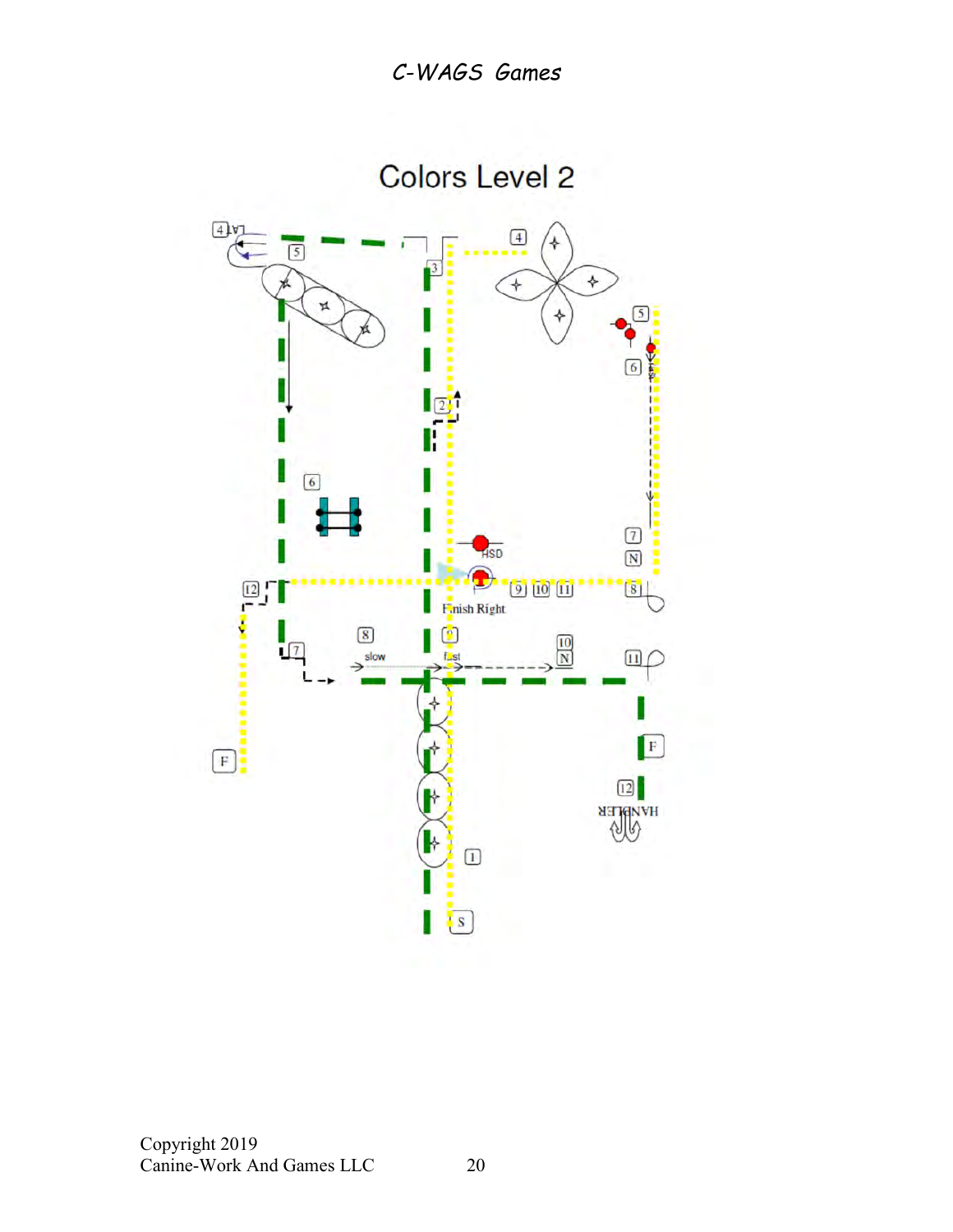# Colors Level 2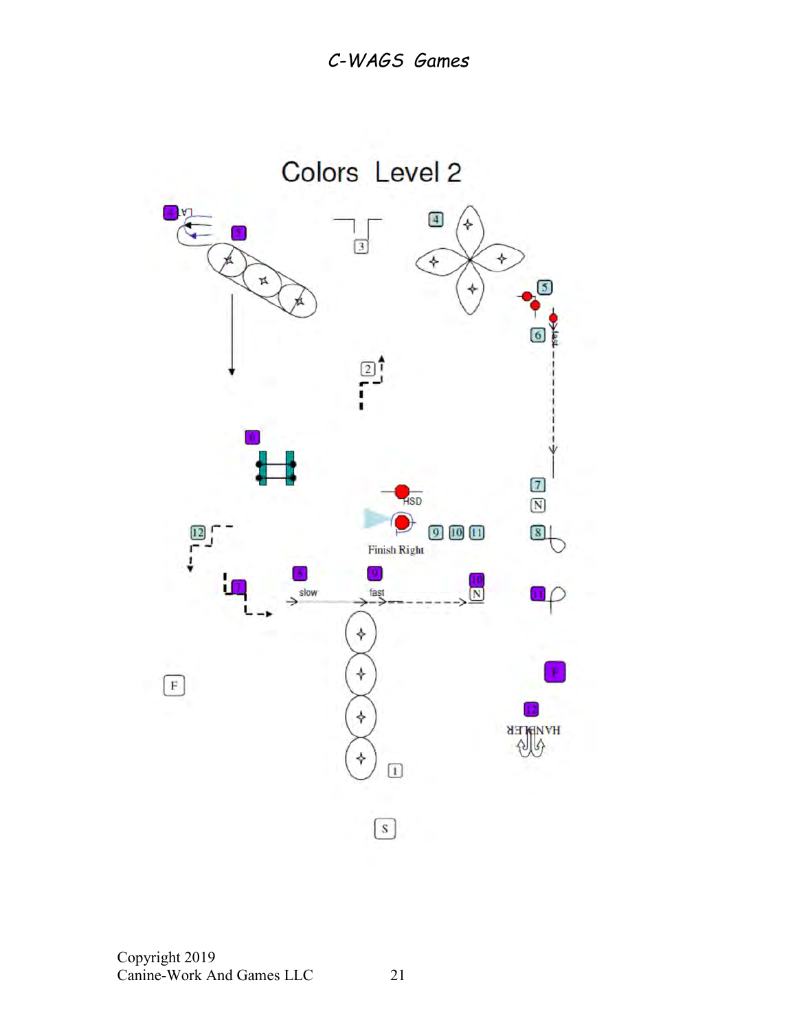# Colors Level 2

3

4

5

6

fast

2

7

N

HSD

Finish Right

9 10 11

8

12

slow

fast

N

1

F

HANDLER

S

Copyright 2019
Canine-Work And Games LLC